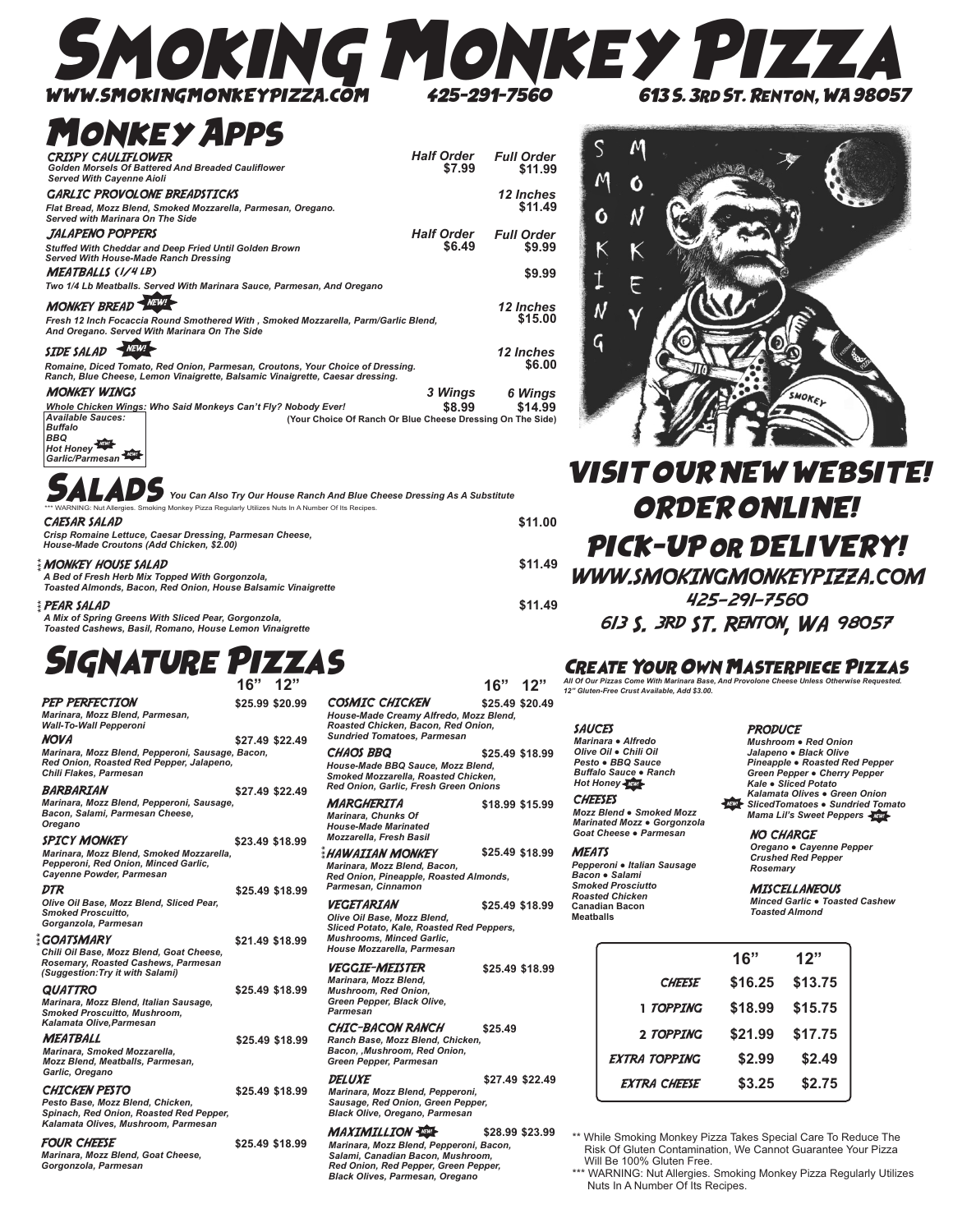# Smoking Monkey Pizza

WWW.SMOKINGMONKEYPIZZA.COM 425-291-7560 613 S. 3rd St. Renton, WA 98057

## Monkey Apps

**Crispy Cauliflower** — Half Order $7.99 / Full Order $11.99
*Golden Morsels Of Battered And Breaded Cauliflower Served With Cayenne Aioli*

**Garlic Provolone Breadsticks** — 12 Inches $11.49
*Flat Bread, Mozz Blend, Smoked Mozzarella, Parmesan, Oregano. Served with Marinara On The Side*

**Jalapeno Poppers** — Half Order $6.49 / Full Order $9.99
*Stuffed With Cheddar and Deep Fried Until Golden Brown Served With House-Made Ranch Dressing*

**Meatballs (1/4 LB)** — $9.99
*Two 1/4 Lb Meatballs. Served With Marinara Sauce, Parmesan, And Oregano*

**Monkey Bread** NEW! — 12 Inches $15.00
*Fresh 12 Inch Focaccia Round Smothered With , Smoked Mozzarella, Parm/Garlic Blend, And Oregano. Served With Marinara On The Side*

**Side Salad** NEW! — 12 Inches $6.00
*Romaine, Diced Tomato, Red Onion, Parmesan, Croutons, Your Choice of Dressing. Ranch, Blue Cheese, Lemon Vinaigrette, Balsamic Vinaigrette, Caesar dressing.*

**Monkey Wings** — 3 Wings $8.99 / 6 Wings $14.99
*Whole Chicken Wings: Who Said Monkeys Can't Fly? Nobody Ever!*
(Your Choice Of Ranch Or Blue Cheese Dressing On The Side)

Available Sauces:
- Buffalo
- BBQ
- Hot Honey NEW!
- Garlic/Parmesan NEW!

## Salads

*You Can Also Try Our House Ranch And Blue Cheese Dressing As A Substitute*

*** WARNING: Nut Allergies. Smoking Monkey Pizza Regularly Utilizes Nuts In A Number Of Its Recipes.

**Caesar Salad** — $11.00
*Crisp Romaine Lettuce, Caesar Dressing, Parmesan Cheese, House-Made Croutons (Add Chicken, $2.00)*

‡ **Monkey House Salad** — $11.49
*A Bed of Fresh Herb Mix Topped With Gorgonzola, Toasted Almonds, Bacon, Red Onion, House Balsamic Vinaigrette*

‡ **Pear Salad** — $11.49
*A Mix of Spring Greens With Sliced Pear, Gorgonzola, Toasted Cashews, Basil, Romano, House Lemon Vinaigrette*

## Signature Pizzas

| Pizza | 16" | 12" |
|---|---|---|
| **Pep Perfection** — *Marinara, Mozz Blend, Parmesan, Wall-To-Wall Pepperoni* | $25.99 | $20.99 |
| **Nova** — *Marinara, Mozz Blend, Pepperoni, Sausage, Bacon, Red Onion, Roasted Red Pepper, Jalapeno, Chili Flakes, Parmesan* | $27.49 | $22.49 |
| **Barbarian** — *Marinara, Mozz Blend, Pepperoni, Sausage, Bacon, Salami, Parmesan Cheese, Oregano* | $27.49 | $22.49 |
| **Spicy Monkey** — *Marinara, Mozz Blend, Smoked Mozzarella, Pepperoni, Red Onion, Minced Garlic, Cayenne Powder, Parmesan* | $23.49 | $18.99 |
| **DTR** — *Olive Oil Base, Mozz Blend, Sliced Pear, Smoked Proscuitto, Gorgonzola, Parmesan* | $25.49 | $18.99 |
| ‡ **Goatsmary** — *Chili Oil Base, Mozz Blend, Goat Cheese, Rosemary, Roasted Cashews, Parmesan (Suggestion:Try it with Salami)* | $21.49 | $18.99 |
| **Quattro** — *Marinara, Mozz Blend, Italian Sausage, Smoked Proscuitto, Mushroom, Kalamata Olive,Parmesan* | $25.49 | $18.99 |
| **Meatball** — *Marinara, Smoked Mozzarella, Mozz Blend, Meatballs, Parmesan, Garlic, Oregano* | $25.49 | $18.99 |
| **Chicken Pesto** — *Pesto Base, Mozz Blend, Chicken, Spinach, Red Onion, Roasted Red Pepper, Kalamata Olives, Mushroom, Parmesan* | $25.49 | $18.99 |
| **Four Cheese** — *Marinara, Mozz Blend, Goat Cheese, Gorgonzola, Parmesan* | $25.49 | $18.99 |
| **Cosmic Chicken** — *House-Made Creamy Alfredo, Mozz Blend, Roasted Chicken, Bacon, Red Onion, Sundried Tomatoes, Parmesan* | $25.49 | $20.49 |
| **Chaos BBQ** — *House-Made BBQ Sauce, Mozz Blend, Smoked Mozzarella, Roasted Chicken, Red Onion, Garlic, Fresh Green Onions* | $25.49 | $18.99 |
| **Margherita** — *Marinara, Chunks Of House-Made Marinated Mozzarella, Fresh Basil* | $18.99 | $15.99 |
| ‡ **Hawaiian Monkey** — *Marinara, Mozz Blend, Bacon, Red Onion, Pineapple, Roasted Almonds, Parmesan, Cinnamon* | $25.49 | $18.99 |
| **Vegetarian** — *Olive Oil Base, Mozz Blend, Sliced Potato, Kale, Roasted Red Peppers, Mushrooms, Minced Garlic, House Mozzarella, Parmesan* | $25.49 | $18.99 |
| **Veggie-Meister** — *Marinara, Mozz Blend, Mushroom, Red Onion, Green Pepper, Black Olive, Parmesan* | $25.49 | $18.99 |
| **Chic-Bacon Ranch** — *Ranch Base, Mozz Blend, Chicken, Bacon, ,Mushroom, Red Onion, Green Pepper, Parmesan* | $25.49 | |
| **Deluxe** — *Marinara, Mozz Blend, Pepperoni, Sausage, Red Onion, Green Pepper, Black Olive, Oregano, Parmesan* | $27.49 | $22.49 |
| **Maximillion** NEW! — *Marinara, Mozz Blend, Pepperoni, Bacon, Salami, Canadian Bacon, Mushroom, Red Onion, Red Pepper, Green Pepper, Black Olives, Parmesan, Oregano* | $28.99 | $23.99 |

## Visit Our New Website! Order Online! Pick-Up or Delivery!

WWW.SMOKINGMONKEYPIZZA.COM
425-291-7560
613 S. 3rd St. Renton, WA 98057

## Create Your Own Masterpiece Pizzas

*All Of Our Pizzas Come With Marinara Base, And Provolone Cheese Unless Otherwise Requested. 12" Gluten-Free Crust Available, Add $3.00.*

**Sauces**
Marinara • Alfredo
Olive Oil • Chili Oil
Pesto • BBQ Sauce
Buffalo Sauce • Ranch
Hot Honey NEW!

**Cheeses**
Mozz Blend • Smoked Mozz
Marinated Mozz • Gorgonzola
Goat Cheese • Parmesan

**Meats**
Pepperoni • Italian Sausage
Bacon • Salami
Smoked Prosciutto
Roasted Chicken
Canadian Bacon
Meatballs

**Produce**
Mushroom • Red Onion
Jalapeno • Black Olive
Pineapple • Roasted Red Pepper
Green Pepper • Cherry Pepper
Kale • Sliced Potato
Kalamata Olives • Green Onion
NEW! SlicedTomatoes • Sundried Tomato
Mama Lil's Sweet Peppers NEW!

**No Charge**
Oregano • Cayenne Pepper
Crushed Red Pepper
Rosemary

**Miscellaneous**
Minced Garlic • Toasted Cashew
Toasted Almond

| | 16" | 12" |
|---|---|---|
| Cheese | $16.25 | $13.75 |
| 1 Topping | $18.99 | $15.75 |
| 2 Topping | $21.99 | $17.75 |
| Extra Topping | $2.99 | $2.49 |
| Extra Cheese | $3.25 | $2.75 |

** While Smoking Monkey Pizza Takes Special Care To Reduce The Risk Of Gluten Contamination, We Cannot Guarantee Your Pizza Will Be 100% Gluten Free.

*** WARNING: Nut Allergies. Smoking Monkey Pizza Regularly Utilizes Nuts In A Number Of Its Recipes.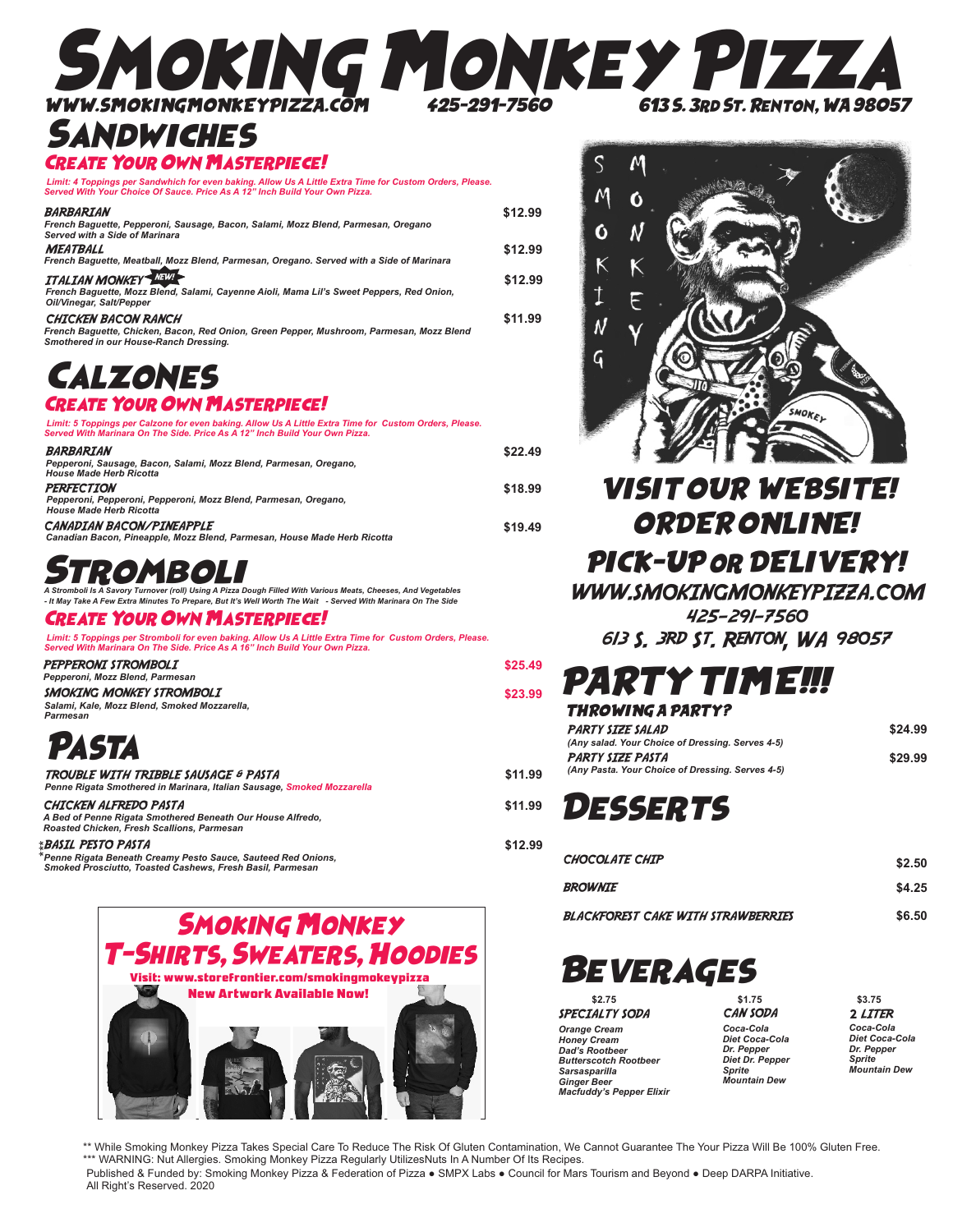# Smoking Monkey Pizza

WWW.SMOKINGMONKEYPIZZA.COM 425-291-7560 613 S. 3RD ST. RENTON, WA 98057

## Sandwiches

### Create Your Own Masterpiece!

*Limit: 4 Toppings per Sandwhich for even baking. Allow Us A Little Extra Time for Custom Orders, Please. Served With Your Choice Of Sauce. Price As A 12" Inch Build Your Own Pizza.*

**BARBARIAN** — $12.99
French Baguette, Pepperoni, Sausage, Bacon, Salami, Mozz Blend, Parmesan, Oregano
Served with a Side of Marinara

**MEATBALL** — $12.99
French Baguette, Meatball, Mozz Blend, Parmesan, Oregano. Served with a Side of Marinara

**ITALIAN MONKEY** NEW! — $12.99
French Baguette, Mozz Blend, Salami, Cayenne Aioli, Mama Lil's Sweet Peppers, Red Onion, Oil/Vinegar, Salt/Pepper

**CHICKEN BACON RANCH** — $11.99
French Baguette, Chicken, Bacon, Red Onion, Green Pepper, Mushroom, Parmesan, Mozz Blend
Smothered in our House-Ranch Dressing.

## Calzones

### Create Your Own Masterpiece!

*Limit: 5 Toppings per Calzone for even baking. Allow Us A Little Extra Time for Custom Orders, Please. Served With Marinara On The Side. Price As A 12" Inch Build Your Own Pizza.*

**BARBARIAN** — $22.49
Pepperoni, Sausage, Bacon, Salami, Mozz Blend, Parmesan, Oregano,
House Made Herb Ricotta

**PERFECTION** — $18.99
Pepperoni, Pepperoni, Pepperoni, Mozz Blend, Parmesan, Oregano,
House Made Herb Ricotta

**CANADIAN BACON/PINEAPPLE** — $19.49
Canadian Bacon, Pineapple, Mozz Blend, Parmesan, House Made Herb Ricotta

## Stromboli

*A Stromboli Is A Savory Turnover (roll) Using A Pizza Dough Filled With Various Meats, Cheeses, And Vegetables - It May Take A Few Extra Minutes To Prepare, But It's Well Worth The Wait - Served With Marinara On The Side*

### Create Your Own Masterpiece!

*Limit: 5 Toppings per Stromboli for even baking. Allow Us A Little Extra Time for Custom Orders, Please. Served With Marinara On The Side. Price As A 16" Inch Build Your Own Pizza.*

**PEPPERONI STROMBOLI** — $25.49
Pepperoni, Mozz Blend, Parmesan

**SMOKING MONKEY STROMBOLI** — $23.99
Salami, Kale, Mozz Blend, Smoked Mozzarella,
Parmesan

## Pasta

**TROUBLE WITH TRIBBLE SAUSAGE & PASTA** — $11.99
Penne Rigata Smothered in Marinara, Italian Sausage, Smoked Mozzarella

**CHICKEN ALFREDO PASTA** — $11.99
A Bed of Penne Rigata Smothered Beneath Our House Alfredo,
Roasted Chicken, Fresh Scallions, Parmesan

***BASIL PESTO PASTA** — $12.99
Penne Rigata Beneath Creamy Pesto Sauce, Sauteed Red Onions,
Smoked Prosciutto, Toasted Cashews, Fresh Basil, Parmesan

## Smoking Monkey T-Shirts, Sweaters, Hoodies

Visit: www.storefrontier.com/smokingmokeypizza
New Artwork Available Now!

## Visit Our Website! Order Online! Pick-Up or Delivery!

WWW.SMOKINGMONKEYPIZZA.COM
425-291-7560
613 S. 3RD ST. RENTON, WA 98057

## Party Time!!!

### Throwing a Party?

**PARTY SIZE SALAD** — $24.99
(Any salad. Your Choice of Dressing. Serves 4-5)

**PARTY SIZE PASTA** — $29.99
(Any Pasta. Your Choice of Dressing. Serves 4-5)

## Desserts

| | |
|---|---|
| CHOCOLATE CHIP | $2.50 |
| BROWNIE | $4.25 |
| BLACKFOREST CAKE WITH STRAWBERRIES | $6.50 |

## Beverages

| $2.75 SPECIALTY SODA | $1.75 CAN SODA | $3.75 2 LITER |
|---|---|---|
| Orange Cream | Coca-Cola | Coca-Cola |
| Honey Cream | Diet Coca-Cola | Diet Coca-Cola |
| Dad's Rootbeer | Dr. Pepper | Dr. Pepper |
| Butterscotch Rootbeer | Diet Dr. Pepper | Sprite |
| Sarsasparilla | Sprite | Mountain Dew |
| Ginger Beer | Mountain Dew | |
| Macfuddy's Pepper Elixir | | |

** While Smoking Monkey Pizza Takes Special Care To Reduce The Risk Of Gluten Contamination, We Cannot Guarantee The Your Pizza Will Be 100% Gluten Free.
*** WARNING: Nut Allergies. Smoking Monkey Pizza Regularly UtilizesNuts In A Number Of Its Recipes.
Published & Funded by: Smoking Monkey Pizza & Federation of Pizza ● SMPX Labs ● Council for Mars Tourism and Beyond ● Deep DARPA Initiative.
All Right's Reserved. 2020